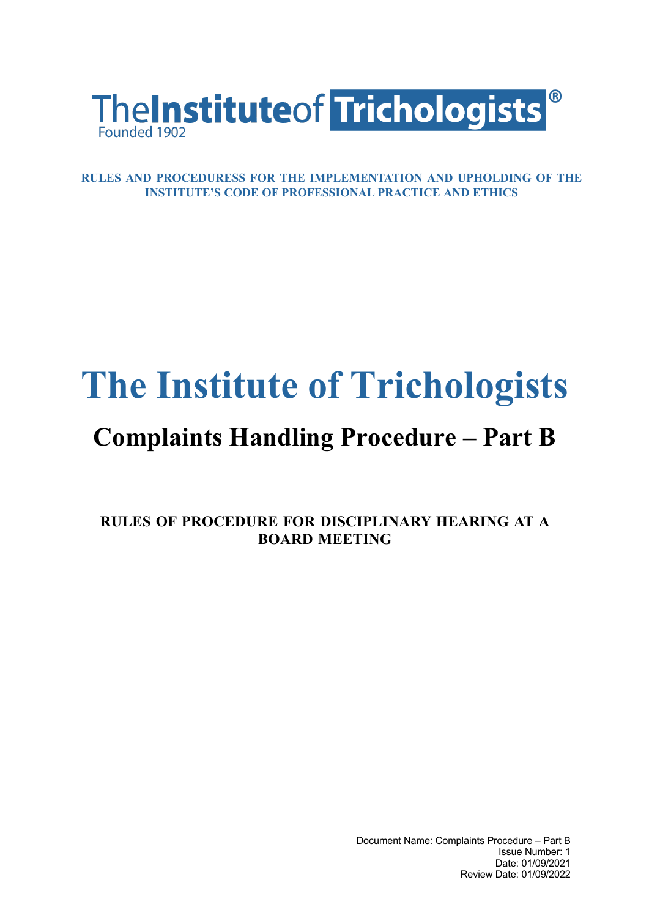The Institute of Trichologists

Founded 1902

**RULES AND PROCEDURESS FOR THE IMPLEMENTATION AND UPHOLDING OF THE INSTITUTE'S CODE OF PROFESSIONAL PRACTICE AND ETHICS**

# The Institute of Trichologists

## Complaints Handling Procedure – Part B

### RULES OF PROCEDURE FOR DISCIPLINARY HEARING AT A BOARD MEETING

Document Name: Complaints Procedure – Part B
Issue Number: 1
Date: 01/09/2021
Review Date: 01/09/2022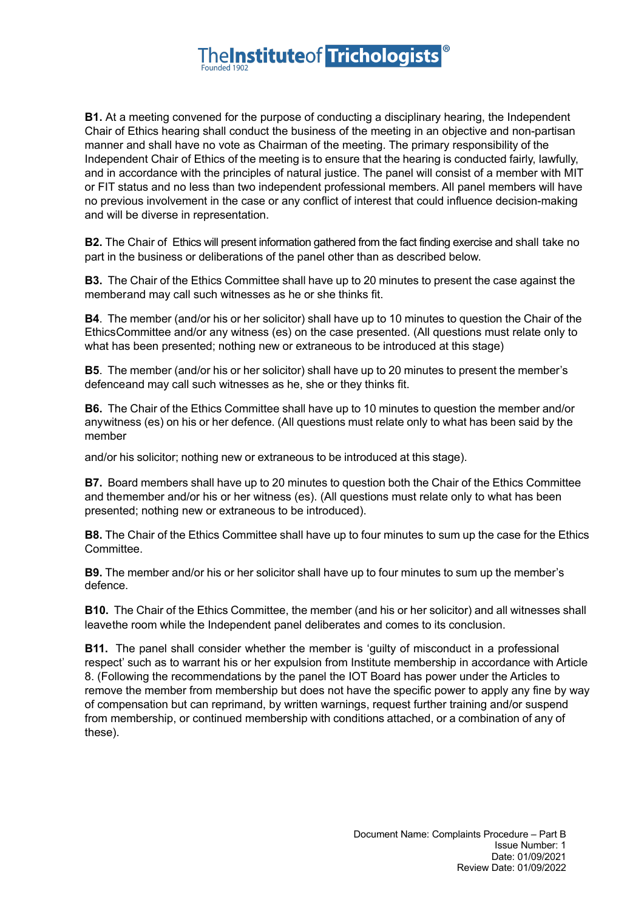**B1.** At a meeting convened for the purpose of conducting a disciplinary hearing, the Independent Chair of Ethics hearing shall conduct the business of the meeting in an objective and non-partisan manner and shall have no vote as Chairman of the meeting. The primary responsibility of the Independent Chair of Ethics of the meeting is to ensure that the hearing is conducted fairly, lawfully, and in accordance with the principles of natural justice. The panel will consist of a member with MIT or FIT status and no less than two independent professional members. All panel members will have no previous involvement in the case or any conflict of interest that could influence decision-making and will be diverse in representation.

**B2.** The Chair of Ethics will present information gathered from the fact finding exercise and shall take no part in the business or deliberations of the panel other than as described below.

**B3.** The Chair of the Ethics Committee shall have up to 20 minutes to present the case against the memberand may call such witnesses as he or she thinks fit.

**B4**. The member (and/or his or her solicitor) shall have up to 10 minutes to question the Chair of the EthicsCommittee and/or any witness (es) on the case presented. (All questions must relate only to what has been presented; nothing new or extraneous to be introduced at this stage)

**B5**. The member (and/or his or her solicitor) shall have up to 20 minutes to present the member's defenceand may call such witnesses as he, she or they thinks fit.

**B6.** The Chair of the Ethics Committee shall have up to 10 minutes to question the member and/or anywitness (es) on his or her defence. (All questions must relate only to what has been said by the member

and/or his solicitor; nothing new or extraneous to be introduced at this stage).

**B7.** Board members shall have up to 20 minutes to question both the Chair of the Ethics Committee and themember and/or his or her witness (es). (All questions must relate only to what has been presented; nothing new or extraneous to be introduced).

**B8.** The Chair of the Ethics Committee shall have up to four minutes to sum up the case for the Ethics Committee.

**B9.** The member and/or his or her solicitor shall have up to four minutes to sum up the member's defence.

**B10.** The Chair of the Ethics Committee, the member (and his or her solicitor) and all witnesses shall leavethe room while the Independent panel deliberates and comes to its conclusion.

**B11.** The panel shall consider whether the member is 'guilty of misconduct in a professional respect' such as to warrant his or her expulsion from Institute membership in accordance with Article 8. (Following the recommendations by the panel the IOT Board has power under the Articles to remove the member from membership but does not have the specific power to apply any fine by way of compensation but can reprimand, by written warnings, request further training and/or suspend from membership, or continued membership with conditions attached, or a combination of any of these).

Document Name: Complaints Procedure – Part B
Issue Number: 1
Date: 01/09/2021
Review Date: 01/09/2022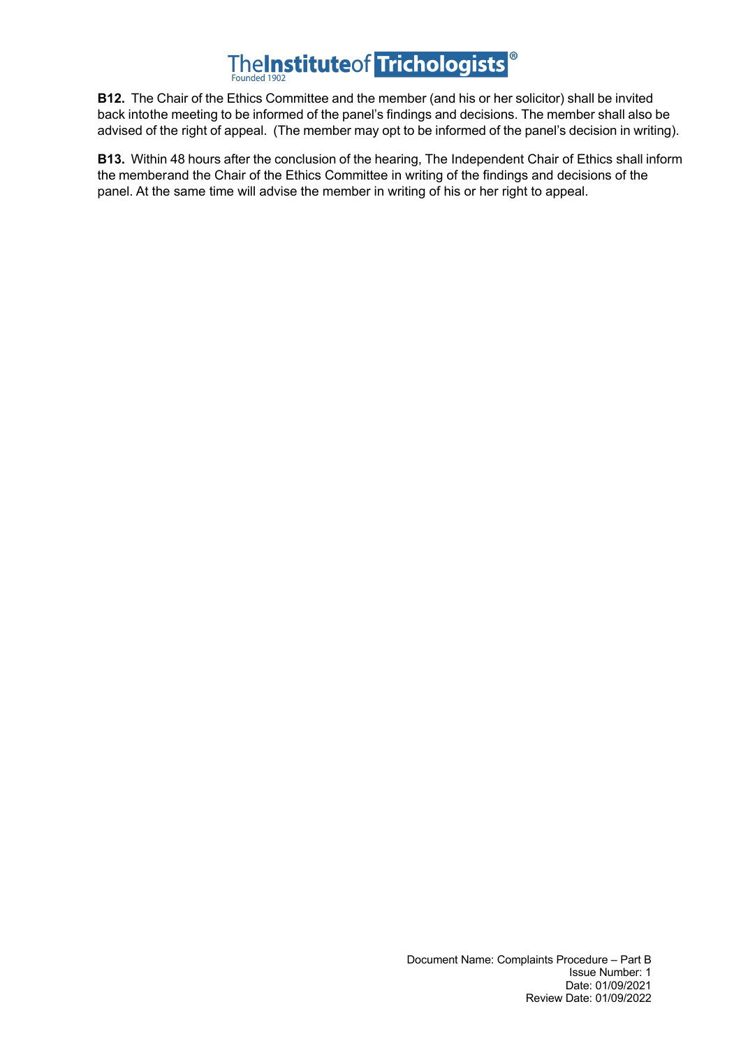**B12.** The Chair of the Ethics Committee and the member (and his or her solicitor) shall be invited back intothe meeting to be informed of the panel's findings and decisions. The member shall also be advised of the right of appeal. (The member may opt to be informed of the panel's decision in writing).

**B13.** Within 48 hours after the conclusion of the hearing, The Independent Chair of Ethics shall inform the memberand the Chair of the Ethics Committee in writing of the findings and decisions of the panel. At the same time will advise the member in writing of his or her right to appeal.

Document Name: Complaints Procedure – Part B
Issue Number: 1
Date: 01/09/2021
Review Date: 01/09/2022